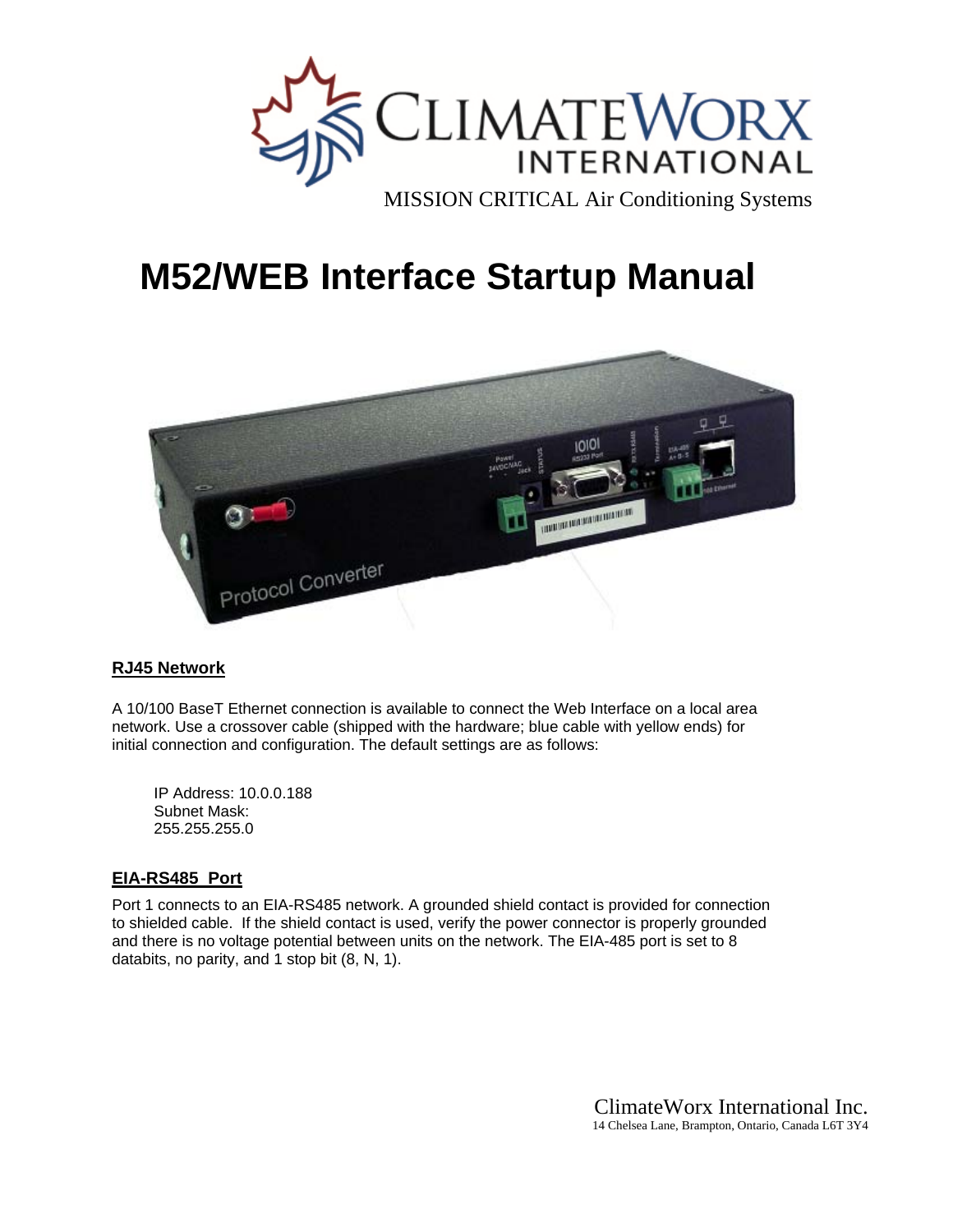CLIMATEWORX INTERNATIONAL

MISSION CRITICAL Air Conditioning Systems

# M52/WEB Interface Startup Manual

## RJ45 Network

A 10/100 BaseT Ethernet connection is available to connect the Web Interface on a local area network. Use a crossover cable (shipped with the hardware; blue cable with yellow ends) for initial connection and configuration. The default settings are as follows:

IP Address: 10.0.0.188
Subnet Mask:
255.255.255.0

## EIA-RS485 Port

Port 1 connects to an EIA-RS485 network. A grounded shield contact is provided for connection to shielded cable. If the shield contact is used, verify the power connector is properly grounded and there is no voltage potential between units on the network. The EIA-485 port is set to 8 databits, no parity, and 1 stop bit (8, N, 1).

ClimateWorx International Inc.
14 Chelsea Lane, Brampton, Ontario, Canada L6T 3Y4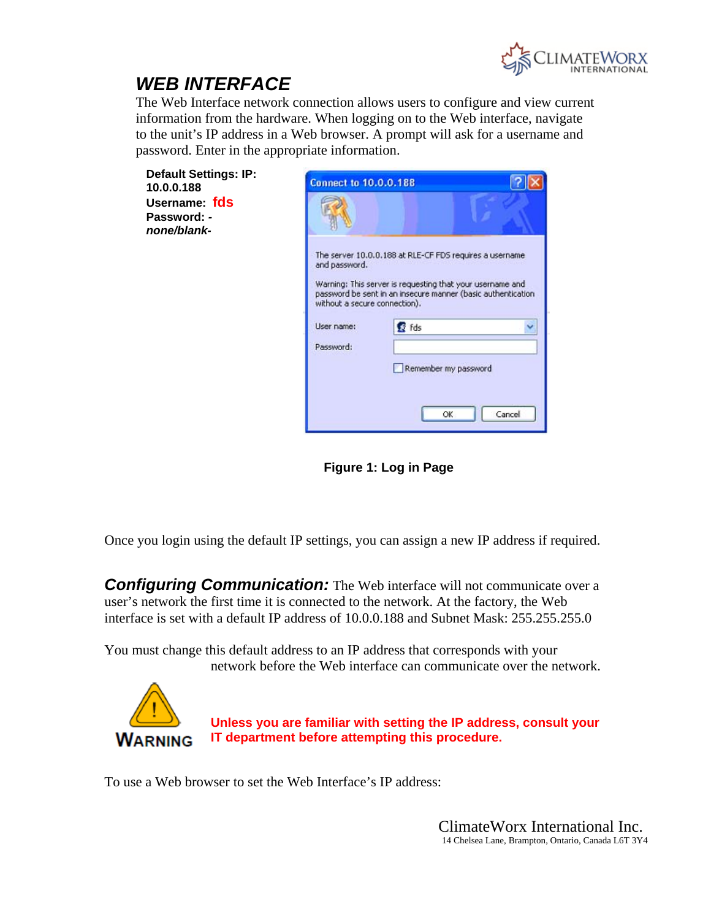## *WEB INTERFACE*

The Web Interface network connection allows users to configure and view current information from the hardware. When logging on to the Web interface, navigate to the unit's IP address in a Web browser. A prompt will ask for a username and password. Enter in the appropriate information.

**Default Settings: IP: 10.0.0.188**
**Username: fds**
**Password: -*none/blank-***

**Figure 1: Log in Page**

Once you login using the default IP settings, you can assign a new IP address if required.

***Configuring Communication:*** The Web interface will not communicate over a user's network the first time it is connected to the network. At the factory, the Web interface is set with a default IP address of 10.0.0.188 and Subnet Mask: 255.255.255.0

You must change this default address to an IP address that corresponds with your network before the Web interface can communicate over the network.

**WARNING**

**Unless you are familiar with setting the IP address, consult your IT department before attempting this procedure.**

To use a Web browser to set the Web Interface's IP address: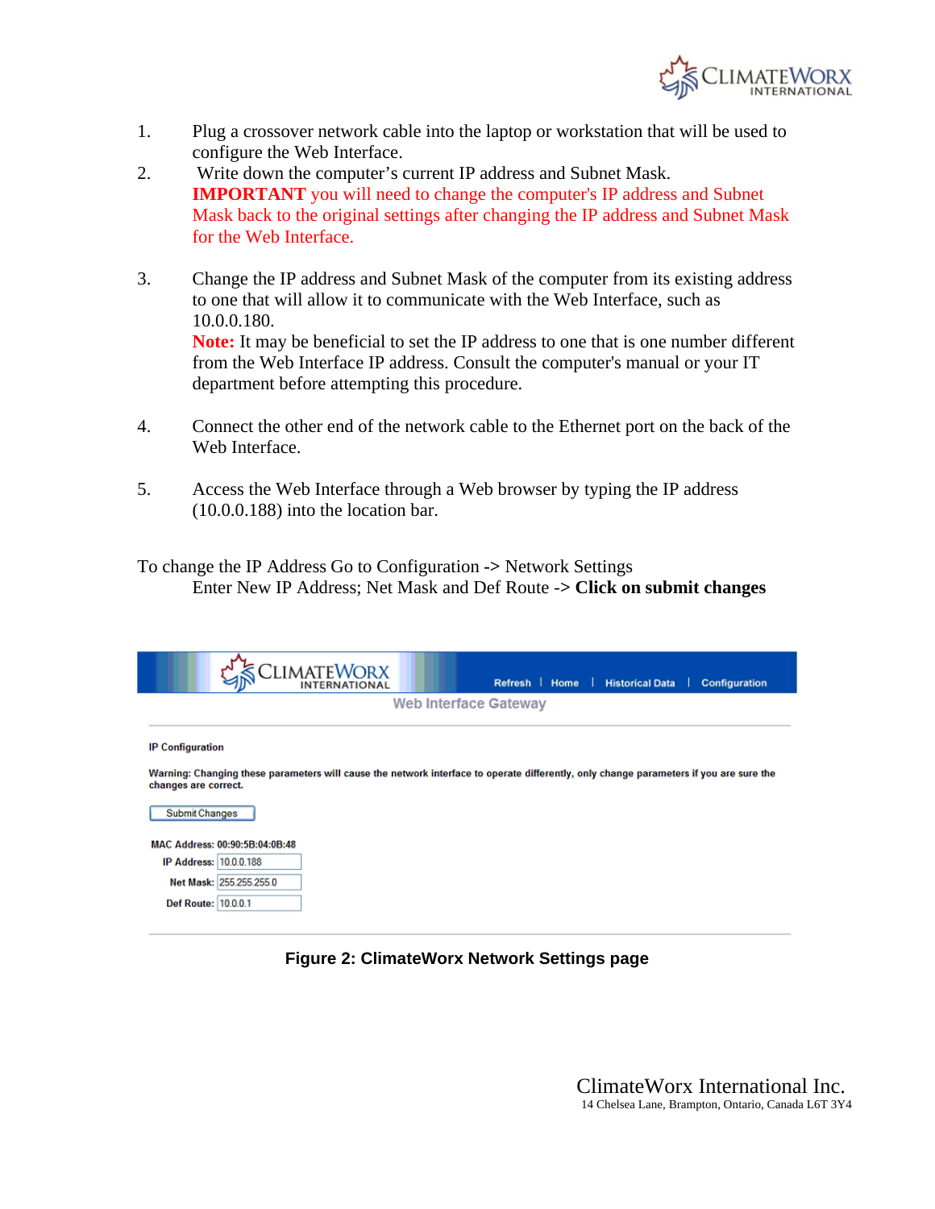1. Plug a crossover network cable into the laptop or workstation that will be used to configure the Web Interface.
2. Write down the computer's current IP address and Subnet Mask.
   **IMPORTANT** you will need to change the computer's IP address and Subnet Mask back to the original settings after changing the IP address and Subnet Mask for the Web Interface.
3. Change the IP address and Subnet Mask of the computer from its existing address to one that will allow it to communicate with the Web Interface, such as 10.0.0.180.
   **Note:** It may be beneficial to set the IP address to one that is one number different from the Web Interface IP address. Consult the computer's manual or your IT department before attempting this procedure.
4. Connect the other end of the network cable to the Ethernet port on the back of the Web Interface.
5. Access the Web Interface through a Web browser by typing the IP address (10.0.0.188) into the location bar.

To change the IP Address Go to Configuration -> Network Settings
Enter New IP Address; Net Mask and Def Route -> **Click on submit changes**

Refresh | Home | Historical Data | Configuration

Web Interface Gateway

IP Configuration

Warning: Changing these parameters will cause the network interface to operate differently, only change parameters if you are sure the changes are correct.

Submit Changes

MAC Address: 00:90:5B:04:0B:48
IP Address: 10.0.0.188
Net Mask: 255.255.255.0
Def Route: 10.0.0.1

**Figure 2: ClimateWorx Network Settings page**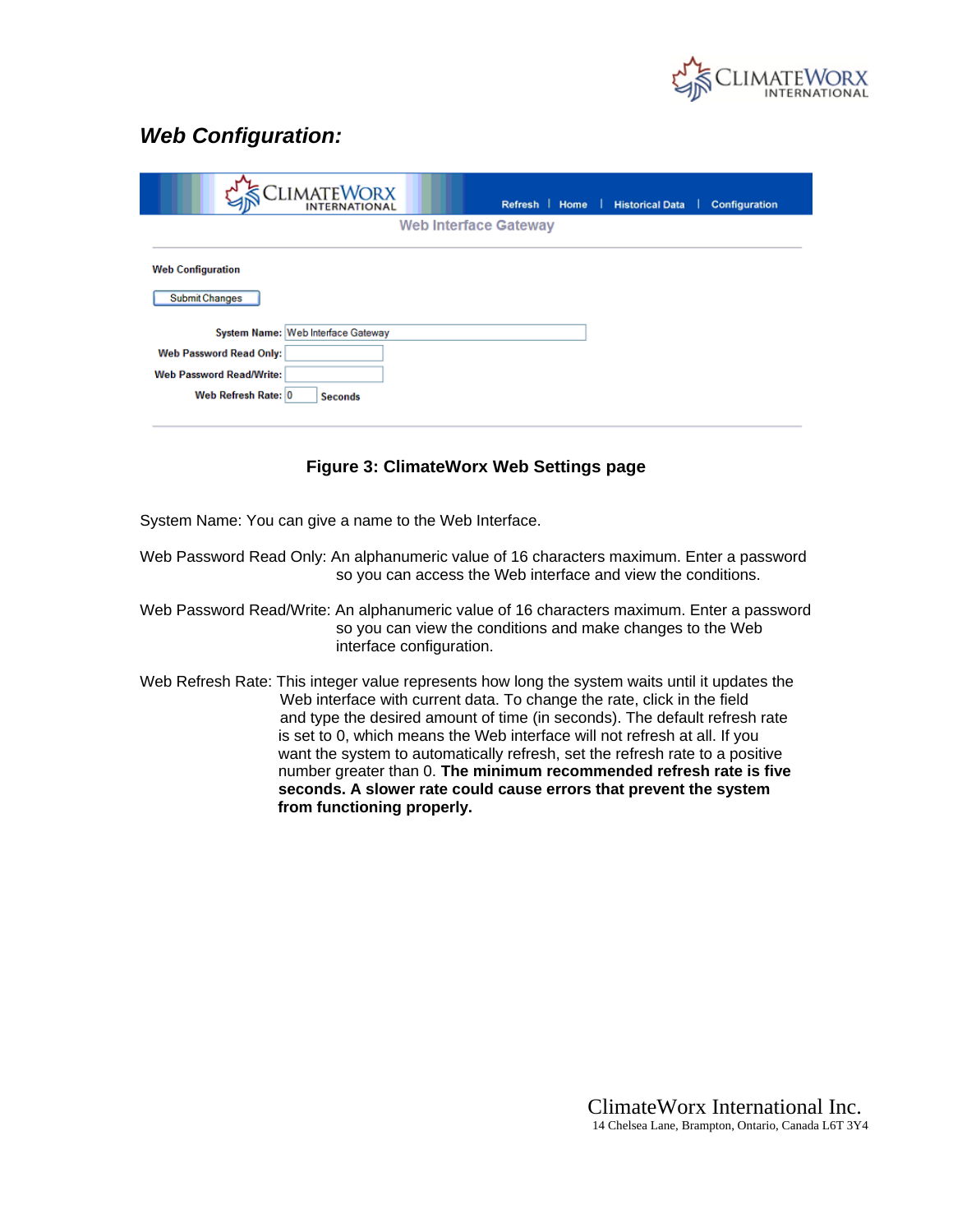## *Web Configuration:*

Refresh | Home | Historical Data | Configuration

Web Interface Gateway

**Web Configuration**

Submit Changes

System Name: Web Interface Gateway

Web Password Read Only:

Web Password Read/Write:

Web Refresh Rate: 0 Seconds

**Figure 3: ClimateWorx Web Settings page**

System Name: You can give a name to the Web Interface.

Web Password Read Only: An alphanumeric value of 16 characters maximum. Enter a password so you can access the Web interface and view the conditions.

Web Password Read/Write: An alphanumeric value of 16 characters maximum. Enter a password so you can view the conditions and make changes to the Web interface configuration.

Web Refresh Rate: This integer value represents how long the system waits until it updates the Web interface with current data. To change the rate, click in the field and type the desired amount of time (in seconds). The default refresh rate is set to 0, which means the Web interface will not refresh at all. If you want the system to automatically refresh, set the refresh rate to a positive number greater than 0. **The minimum recommended refresh rate is five seconds. A slower rate could cause errors that prevent the system from functioning properly.**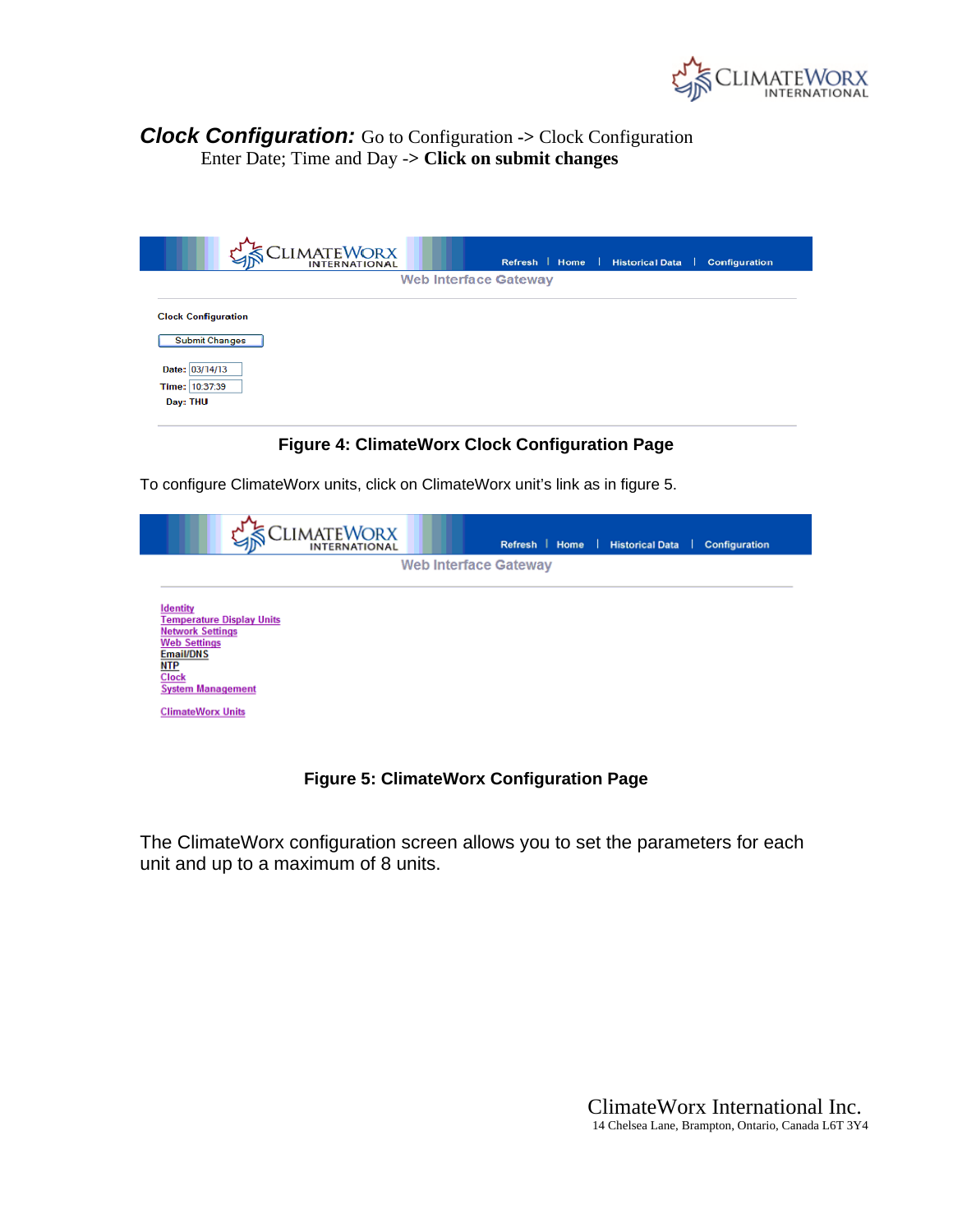***Clock Configuration:*** Go to Configuration -> Clock Configuration
Enter Date; Time and Day -> **Click on submit changes**

**Figure 4: ClimateWorx Clock Configuration Page**

To configure ClimateWorx units, click on ClimateWorx unit's link as in figure 5.

**Figure 5: ClimateWorx Configuration Page**

The ClimateWorx configuration screen allows you to set the parameters for each unit and up to a maximum of 8 units.

ClimateWorx International Inc.
14 Chelsea Lane, Brampton, Ontario, Canada L6T 3Y4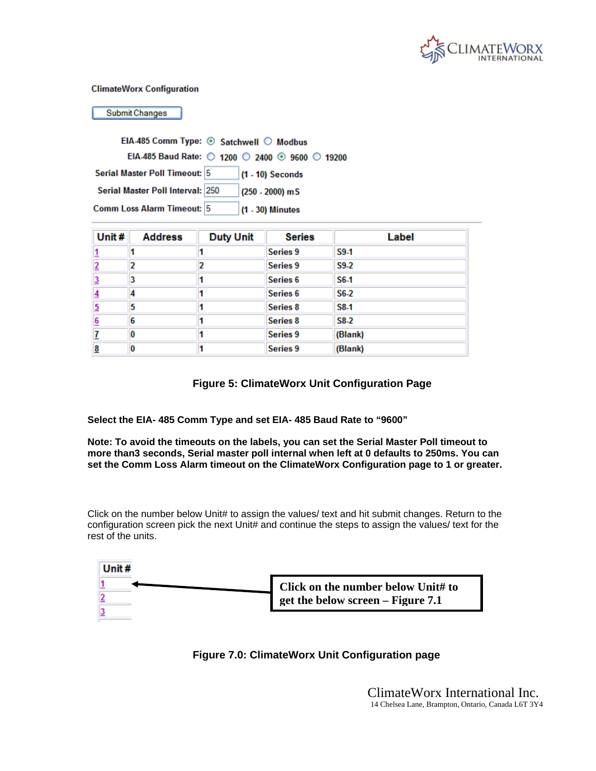ClimateWorx Configuration

Submit Changes

EIA-485 Comm Type: ⦿ Satchwell ○ Modbus

EIA-485 Baud Rate: ○ 1200 ○ 2400 ⦿ 9600 ○ 19200

Serial Master Poll Timeout: 5 (1 - 10) Seconds

Serial Master Poll Interval: 250 (250 - 2000) mS

Comm Loss Alarm Timeout: 5 (1 - 30) Minutes

| Unit # | Address | Duty Unit | Series | Label |
|---|---|---|---|---|
| 1 | 1 | 1 | Series 9 | S9-1 |
| 2 | 2 | 2 | Series 9 | S9-2 |
| 3 | 3 | 1 | Series 6 | S6-1 |
| 4 | 4 | 1 | Series 6 | S6-2 |
| 5 | 5 | 1 | Series 8 | S8-1 |
| 6 | 6 | 1 | Series 8 | S8-2 |
| 7 | 0 | 1 | Series 9 | (Blank) |
| 8 | 0 | 1 | Series 9 | (Blank) |

**Figure 5: ClimateWorx Unit Configuration Page**

**Select the EIA- 485 Comm Type and set EIA- 485 Baud Rate to "9600"**

**Note: To avoid the timeouts on the labels, you can set the Serial Master Poll timeout to more than3 seconds, Serial master poll internal when left at 0 defaults to 250ms. You can set the Comm Loss Alarm timeout on the ClimateWorx Configuration page to 1 or greater.**

Click on the number below Unit# to assign the values/ text and hit submit changes. Return to the configuration screen pick the next Unit# and continue the steps to assign the values/ text for the rest of the units.

| Unit # |
|---|
| 1 |
| 2 |
| 3 |

**Click on the number below Unit# to get the below screen – Figure 7.1**

**Figure 7.0: ClimateWorx Unit Configuration page**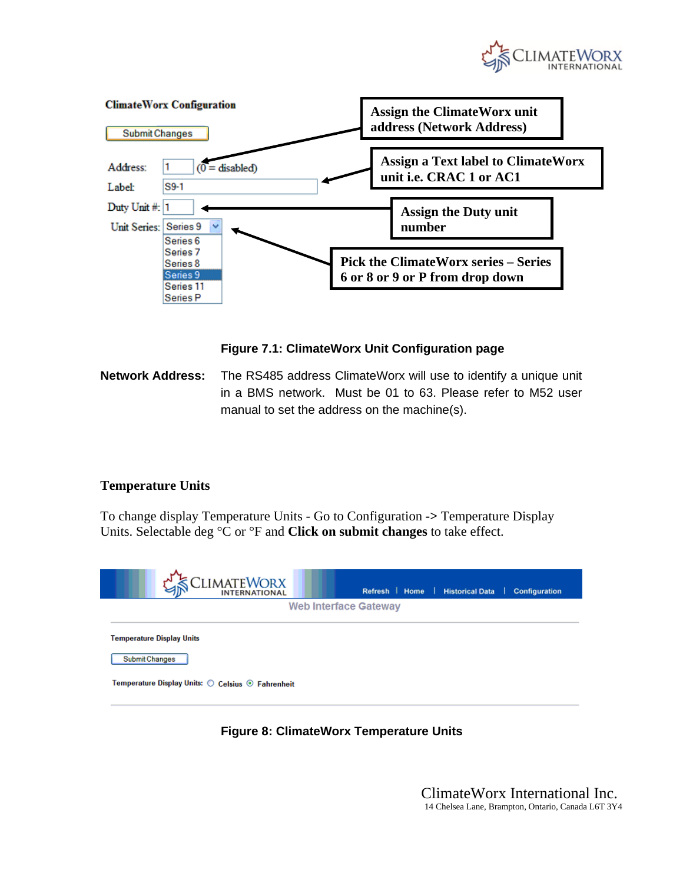**ClimateWorx Configuration**

Submit Changes

Address: 1 (0 = disabled)

Label: S9-1

Duty Unit #: 1

Unit Series: Series 9

Series 6
Series 7
Series 8
Series 9
Series 11
Series P

**Assign the ClimateWorx unit address (Network Address)**

**Assign a Text label to ClimateWorx unit i.e. CRAC 1 or AC1**

**Assign the Duty unit number**

**Pick the ClimateWorx series – Series 6 or 8 or 9 or P from drop down**

**Figure 7.1: ClimateWorx Unit Configuration page**

**Network Address:** The RS485 address ClimateWorx will use to identify a unique unit in a BMS network. Must be 01 to 63. Please refer to M52 user manual to set the address on the machine(s).

### Temperature Units

To change display Temperature Units - Go to Configuration -> Temperature Display Units. Selectable deg °C or °F and **Click on submit changes** to take effect.

Refresh | Home | Historical Data | Configuration

Web Interface Gateway

**Temperature Display Units**

Submit Changes

**Temperature Display Units:** ○ Celsius ⦿ Fahrenheit

**Figure 8: ClimateWorx Temperature Units**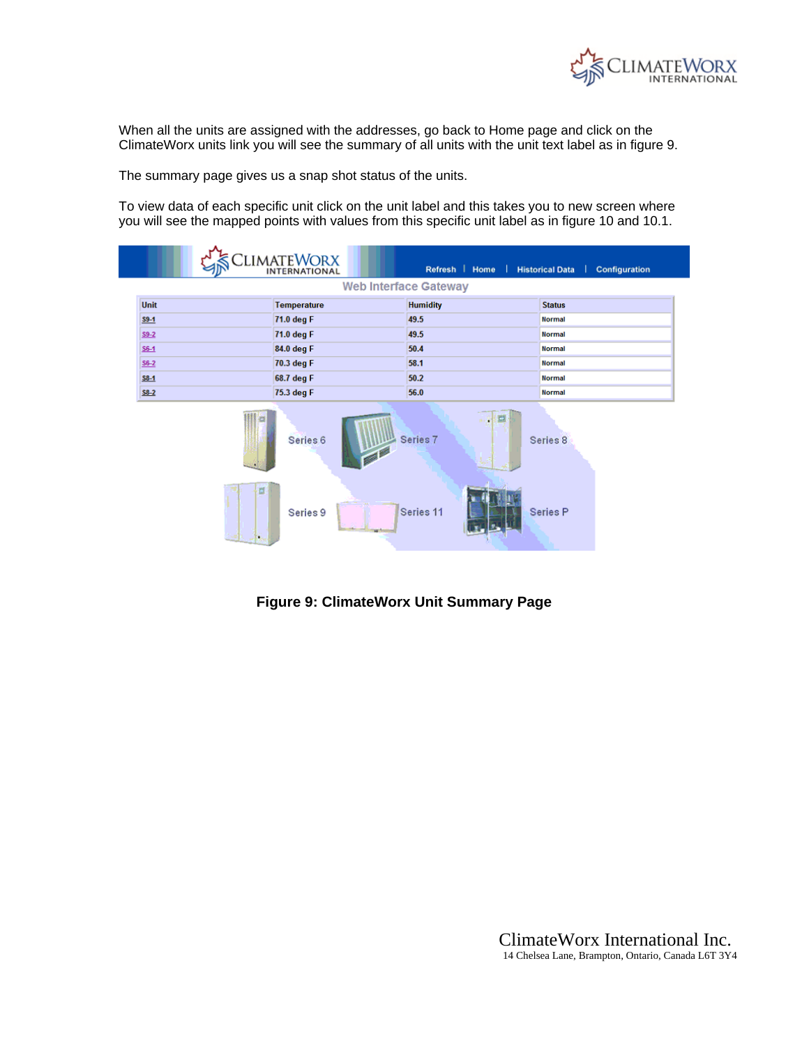When all the units are assigned with the addresses, go back to Home page and click on the ClimateWorx units link you will see the summary of all units with the unit text label as in figure 9.

The summary page gives us a snap shot status of the units.

To view data of each specific unit click on the unit label and this takes you to new screen where you will see the mapped points with values from this specific unit label as in figure 10 and 10.1.

Refresh | Home | Historical Data | Configuration

Web Interface Gateway

| Unit | Temperature | Humidity | Status |
|---|---|---|---|
| S9-1 | 71.0 deg F | 49.5 | Normal |
| S9-2 | 71.0 deg F | 49.5 | Normal |
| S6-1 | 84.0 deg F | 50.4 | Normal |
| S6-2 | 70.3 deg F | 58.1 | Normal |
| S8-1 | 68.7 deg F | 50.2 | Normal |
| S8-2 | 75.3 deg F | 56.0 | Normal |

Series 6 Series 7 Series 8

Series 9 Series 11 Series P

**Figure 9: ClimateWorx Unit Summary Page**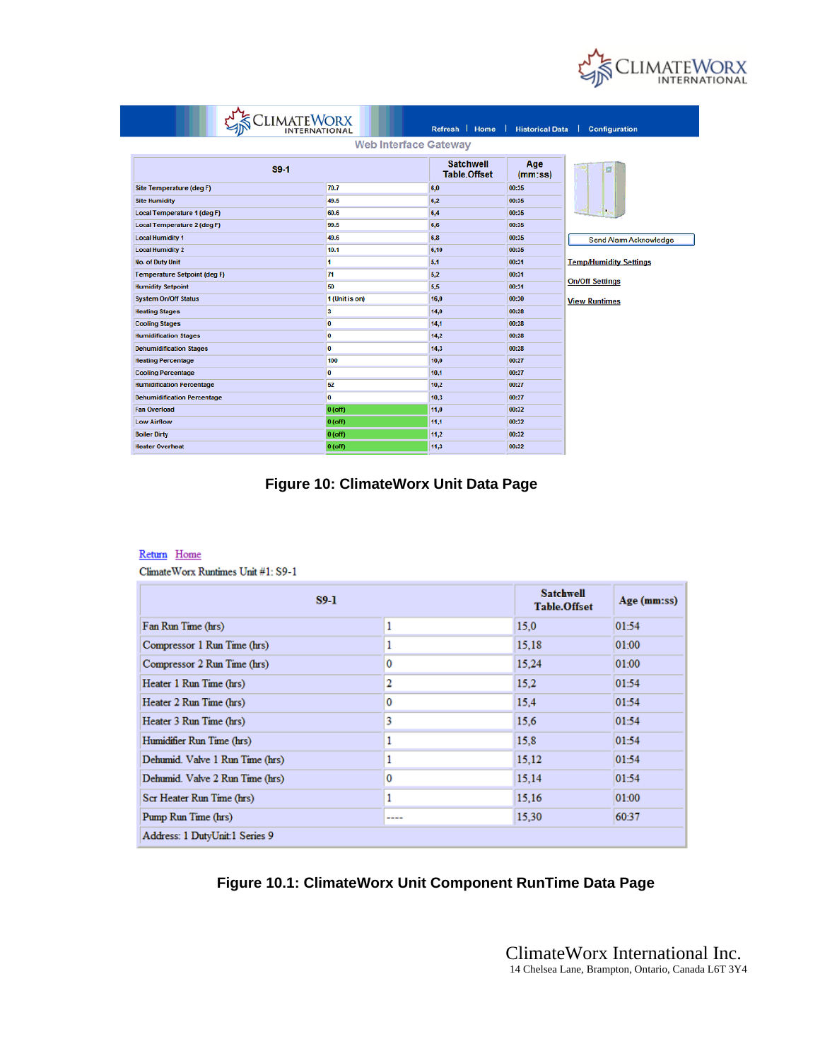Refresh | Home | Historical Data | Configuration

Web Interface Gateway

| S9-1 | | Satchwell Table.Offset | Age (mm:ss) |
|---|---|---|---|
| Site Temperature (deg F) | 70.7 | 6,0 | 00:35 |
| Site Humidity | 49.5 | 6,2 | 00:35 |
| Local Temperature 1 (deg F) | 60.6 | 6,4 | 00:35 |
| Local Temperature 2 (deg F) | 99.5 | 6,6 | 00:35 |
| Local Humidity 1 | 49.6 | 6,8 | 00:35 |
| Local Humidity 2 | 10.1 | 6,10 | 00:35 |
| No. of Duty Unit | 1 | 5,1 | 00:31 |
| Temperature Setpoint (deg F) | 71 | 5,2 | 00:31 |
| Humidity Setpoint | 50 | 5,5 | 00:31 |
| System On/Off Status | 1 (Unit is on) | 16,0 | 00:30 |
| Heating Stages | 3 | 14,0 | 00:28 |
| Cooling Stages | 0 | 14,1 | 00:28 |
| Humidification Stages | 0 | 14,2 | 00:28 |
| Dehumidification Stages | 0 | 14,3 | 00:28 |
| Heating Percentage | 100 | 10,0 | 00:27 |
| Cooling Percentage | 0 | 10,1 | 00:27 |
| Humidification Percentage | 52 | 10,2 | 00:27 |
| Dehumidification Percentage | 0 | 10,3 | 00:27 |
| Fan Overload | 0 (off) | 11,0 | 00:32 |
| Low Airflow | 0 (off) | 11,1 | 00:32 |
| Boiler Dirty | 0 (off) | 11,2 | 00:32 |
| Heater Overheat | 0 (off) | 11,3 | 00:32 |

Send Alarm Acknowledge

Temp/Humidity Settings

On/Off Settings

View Runtimes

**Figure 10: ClimateWorx Unit Data Page**

Return Home

ClimateWorx Runtimes Unit #1: S9-1

| S9-1 | | Satchwell Table.Offset | Age (mm:ss) |
|---|---|---|---|
| Fan Run Time (hrs) | 1 | 15,0 | 01:54 |
| Compressor 1 Run Time (hrs) | 1 | 15,18 | 01:00 |
| Compressor 2 Run Time (hrs) | 0 | 15,24 | 01:00 |
| Heater 1 Run Time (hrs) | 2 | 15,2 | 01:54 |
| Heater 2 Run Time (hrs) | 0 | 15,4 | 01:54 |
| Heater 3 Run Time (hrs) | 3 | 15,6 | 01:54 |
| Humidifier Run Time (hrs) | 1 | 15,8 | 01:54 |
| Dehumid. Valve 1 Run Time (hrs) | 1 | 15,12 | 01:54 |
| Dehumid. Valve 2 Run Time (hrs) | 0 | 15,14 | 01:54 |
| Scr Heater Run Time (hrs) | 1 | 15,16 | 01:00 |
| Pump Run Time (hrs) | ---- | 15,30 | 60:37 |
| Address: 1 DutyUnit:1 Series 9 | | | |

**Figure 10.1: ClimateWorx Unit Component RunTime Data Page**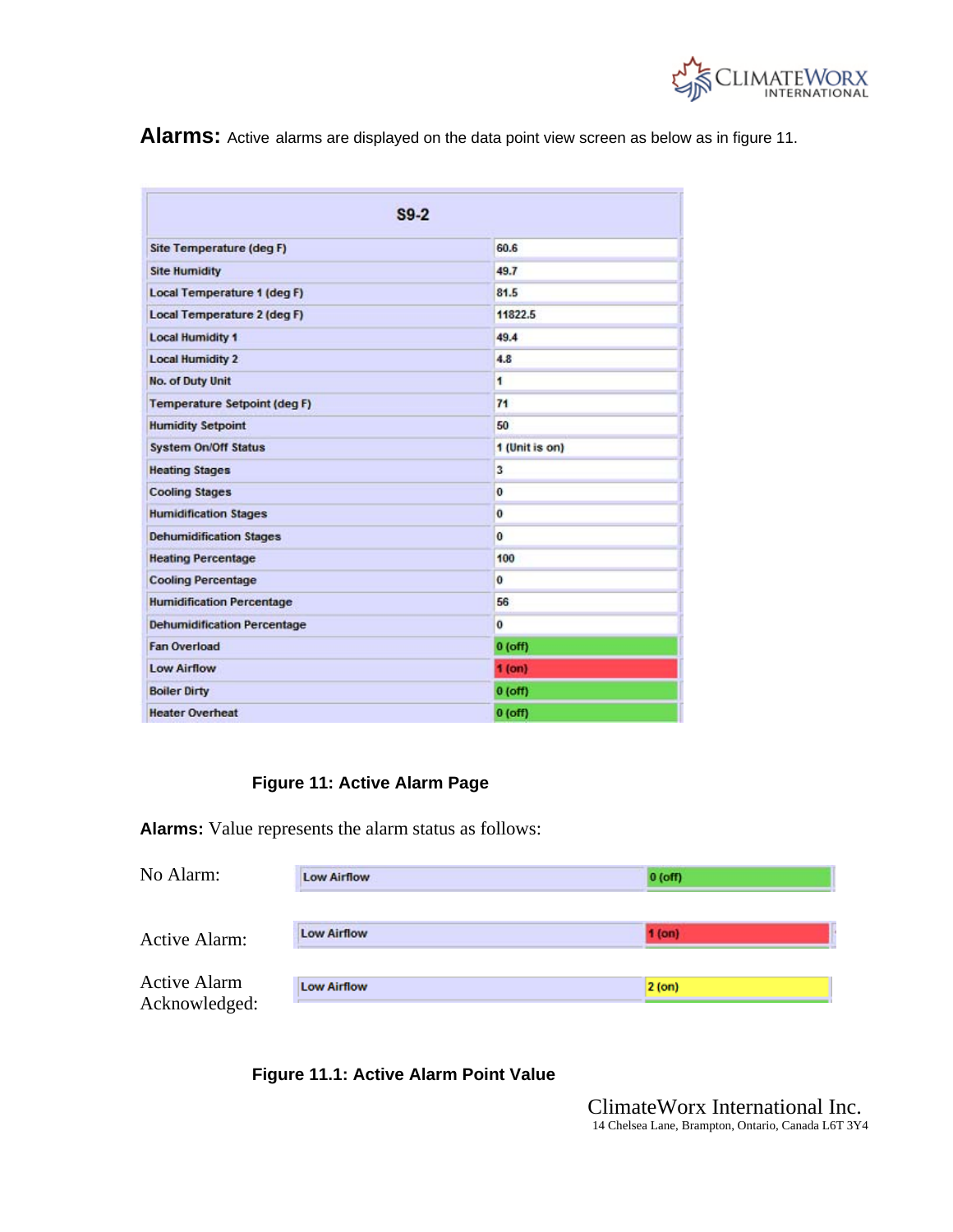**Alarms:** Active alarms are displayed on the data point view screen as below as in figure 11.

| S9-2 | |
|---|---|
| Site Temperature (deg F) | 60.6 |
| Site Humidity | 49.7 |
| Local Temperature 1 (deg F) | 81.5 |
| Local Temperature 2 (deg F) | 11822.5 |
| Local Humidity 1 | 49.4 |
| Local Humidity 2 | 4.8 |
| No. of Duty Unit | 1 |
| Temperature Setpoint (deg F) | 71 |
| Humidity Setpoint | 50 |
| System On/Off Status | 1 (Unit is on) |
| Heating Stages | 3 |
| Cooling Stages | 0 |
| Humidification Stages | 0 |
| Dehumidification Stages | 0 |
| Heating Percentage | 100 |
| Cooling Percentage | 0 |
| Humidification Percentage | 56 |
| Dehumidification Percentage | 0 |
| Fan Overload | 0 (off) |
| Low Airflow | 1 (on) |
| Boiler Dirty | 0 (off) |
| Heater Overheat | 0 (off) |

**Figure 11: Active Alarm Page**

**Alarms:** Value represents the alarm status as follows:

| Status | Point | Value |
|---|---|---|
| No Alarm: | Low Airflow | 0 (off) |
| Active Alarm: | Low Airflow | 1 (on) |
| Active Alarm Acknowledged: | Low Airflow | 2 (on) |

**Figure 11.1: Active Alarm Point Value**

ClimateWorx International Inc.
14 Chelsea Lane, Brampton, Ontario, Canada L6T 3Y4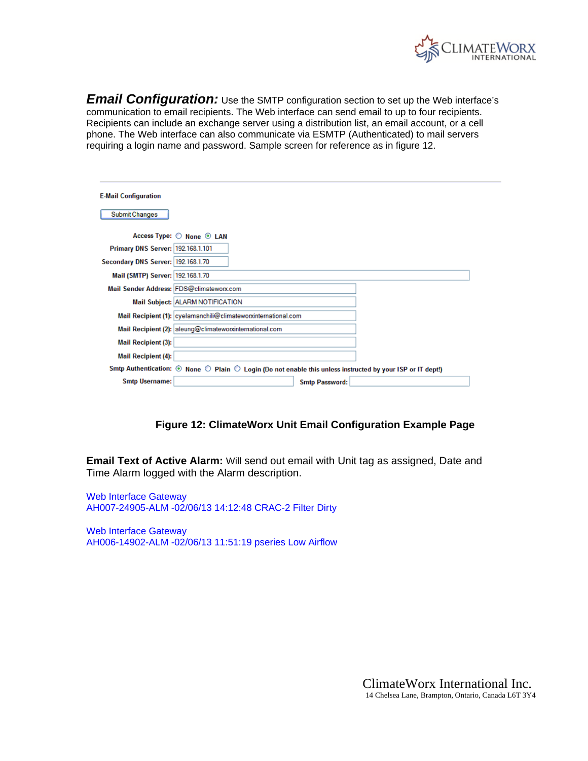***Email Configuration:*** Use the SMTP configuration section to set up the Web interface's communication to email recipients. The Web interface can send email to up to four recipients. Recipients can include an exchange server using a distribution list, an email account, or a cell phone. The Web interface can also communicate via ESMTP (Authenticated) to mail servers requiring a login name and password. Sample screen for reference as in figure 12.

**E-Mail Configuration**

Submit Changes

| | |
|---|---|
| Access Type: | ○ None ⦿ LAN |
| Primary DNS Server: | 192.168.1.101 |
| Secondary DNS Server: | 192.168.1.70 |
| Mail (SMTP) Server: | 192.168.1.70 |
| Mail Sender Address: | FDS@climateworx.com |
| Mail Subject: | ALARM NOTIFICATION |
| Mail Recipient (1): | cyelamanchili@climateworxinternational.com |
| Mail Recipient (2): | aleung@climateworxinternational.com |
| Mail Recipient (3): | |
| Mail Recipient (4): | |
| Smtp Authentication: | ⦿ None ○ Plain ○ Login (Do not enable this unless instructed by your ISP or IT dept!) |
| Smtp Username: | Smtp Password: |

**Figure 12: ClimateWorx Unit Email Configuration Example Page**

**Email Text of Active Alarm:** Will send out email with Unit tag as assigned, Date and Time Alarm logged with the Alarm description.

Web Interface Gateway
AH007-24905-ALM -02/06/13 14:12:48 CRAC-2 Filter Dirty

Web Interface Gateway
AH006-14902-ALM -02/06/13 11:51:19 pseries Low Airflow